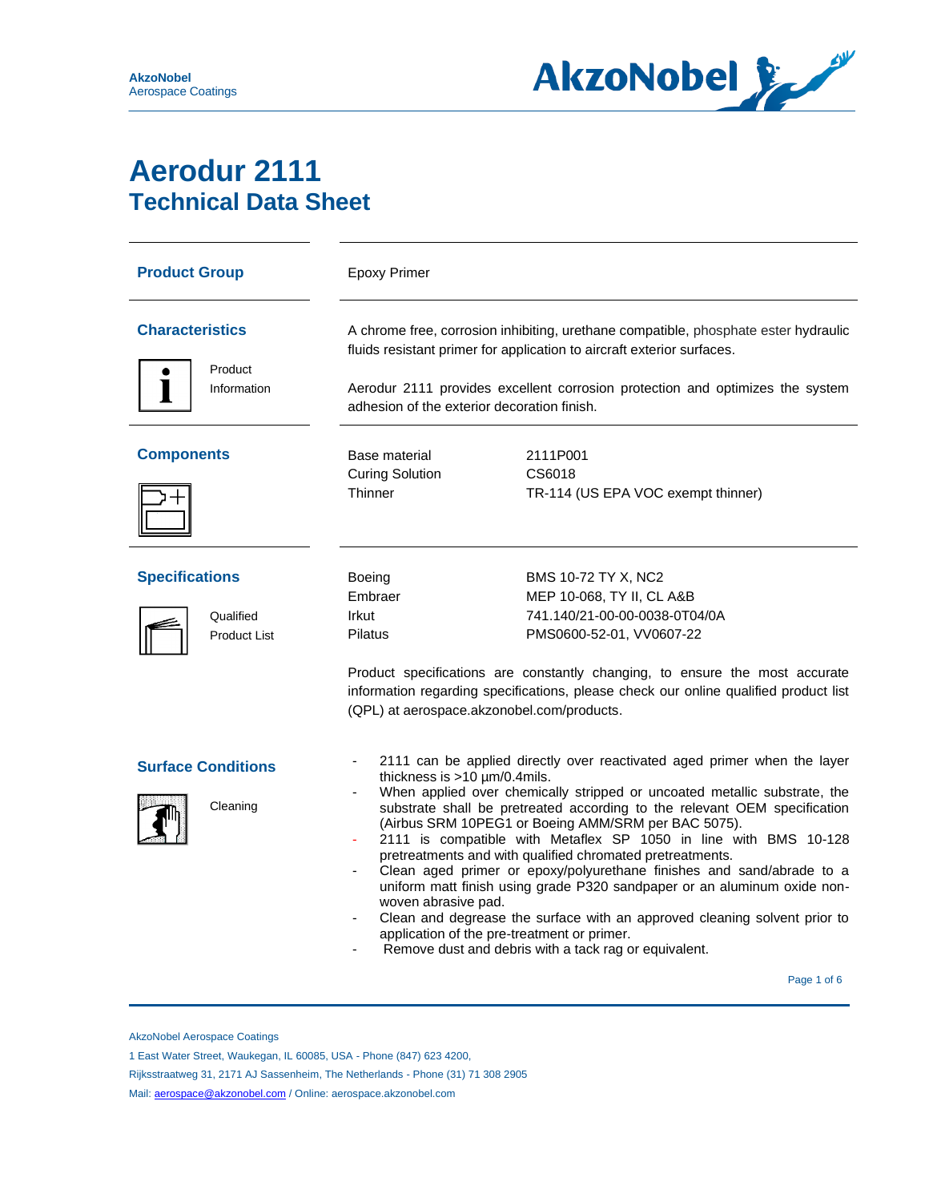# Aerodur 2111
## Technical Data Sheet

### Product Group

Epoxy Primer

### Characteristics

Product Information

A chrome free, corrosion inhibiting, urethane compatible, phosphate ester hydraulic fluids resistant primer for application to aircraft exterior surfaces.

Aerodur 2111 provides excellent corrosion protection and optimizes the system adhesion of the exterior decoration finish.

### Components

| | |
|---|---|
| Base material | 2111P001 |
| Curing Solution | CS6018 |
| Thinner | TR-114 (US EPA VOC exempt thinner) |

### Specifications

Qualified Product List

| | |
|---|---|
| Boeing | BMS 10-72 TY X, NC2 |
| Embraer | MEP 10-068, TY II, CL A&B |
| Irkut | 741.140/21-00-00-0038-0T04/0A |
| Pilatus | PMS0600-52-01, VV0607-22 |

Product specifications are constantly changing, to ensure the most accurate information regarding specifications, please check our online qualified product list (QPL) at aerospace.akzonobel.com/products.

### Surface Conditions

Cleaning

- 2111 can be applied directly over reactivated aged primer when the layer thickness is >10 µm/0.4mils.
- When applied over chemically stripped or uncoated metallic substrate, the substrate shall be pretreated according to the relevant OEM specification (Airbus SRM 10PEG1 or Boeing AMM/SRM per BAC 5075).
- 2111 is compatible with Metaflex SP 1050 in line with BMS 10-128 pretreatments and with qualified chromated pretreatments.
- Clean aged primer or epoxy/polyurethane finishes and sand/abrade to a uniform matt finish using grade P320 sandpaper or an aluminum oxide non-woven abrasive pad.
- Clean and degrease the surface with an approved cleaning solvent prior to application of the pre-treatment or primer.
- Remove dust and debris with a tack rag or equivalent.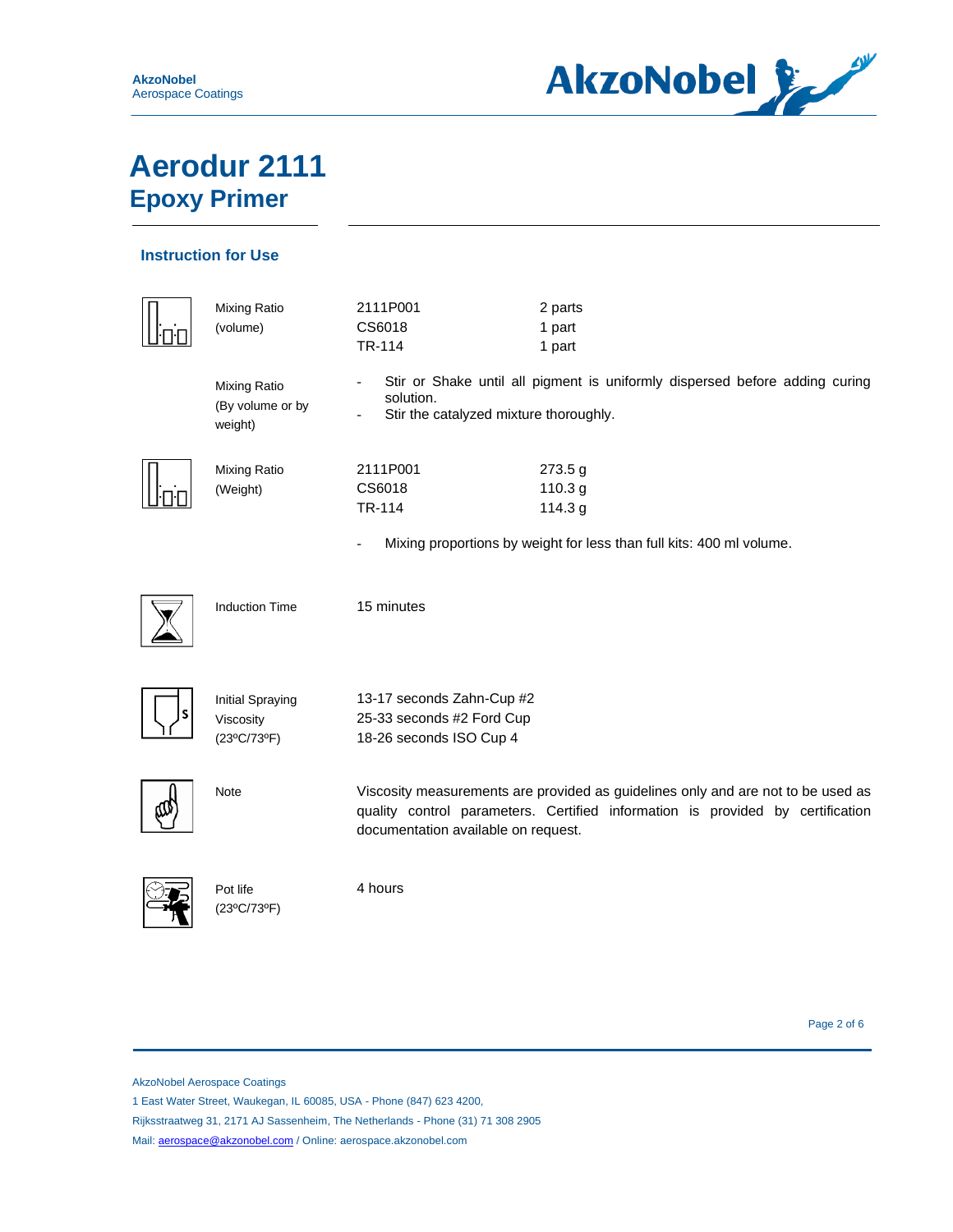# Aerodur 2111

## Epoxy Primer

### Instruction for Use

**Mixing Ratio (volume)**

| Component | Parts |
| --- | --- |
| 2111P001 | 2 parts |
| CS6018 | 1 part |
| TR-114 | 1 part |

**Mixing Ratio (By volume or by weight)**

- Stir or Shake until all pigment is uniformly dispersed before adding curing solution.
- Stir the catalyzed mixture thoroughly.

**Mixing Ratio (Weight)**

| Component | Weight |
| --- | --- |
| 2111P001 | 273.5 g |
| CS6018 | 110.3 g |
| TR-114 | 114.3 g |

- Mixing proportions by weight for less than full kits: 400 ml volume.

**Induction Time**

15 minutes

**Initial Spraying Viscosity (23ºC/73ºF)**

13-17 seconds Zahn-Cup #2
25-33 seconds #2 Ford Cup
18-26 seconds ISO Cup 4

**Note**

Viscosity measurements are provided as guidelines only and are not to be used as quality control parameters. Certified information is provided by certification documentation available on request.

**Pot life (23ºC/73ºF)**

4 hours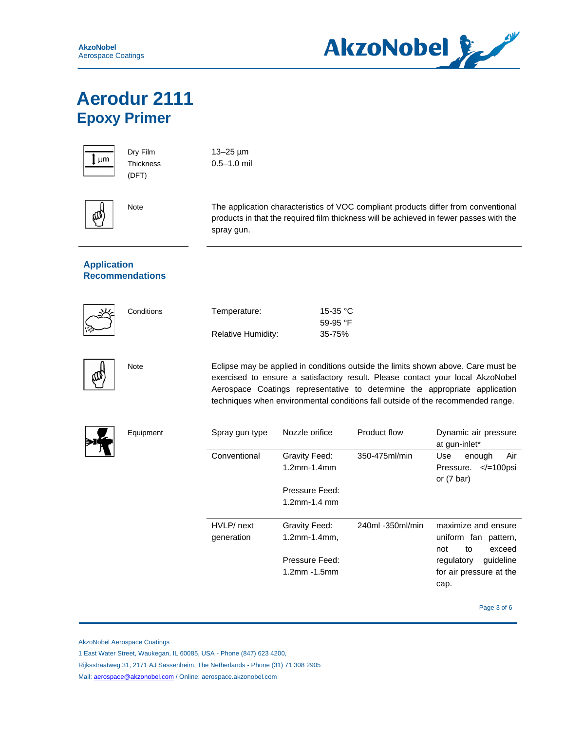# Aerodur 2111

## Epoxy Primer

| | |
|---|---|
| Dry Film Thickness (DFT) | 13–25 µm<br>0.5–1.0 mil |
| Note | The application characteristics of VOC compliant products differ from conventional products in that the required film thickness will be achieved in fewer passes with the spray gun. |

### Application Recommendations

**Conditions**

| | |
|---|---|
| Temperature: | 15-35 °C<br>59-95 °F |
| Relative Humidity: | 35-75% |

**Note**

Eclipse may be applied in conditions outside the limits shown above. Care must be exercised to ensure a satisfactory result. Please contact your local AkzoNobel Aerospace Coatings representative to determine the appropriate application techniques when environmental conditions fall outside of the recommended range.

**Equipment**

| Spray gun type | Nozzle orifice | Product flow | Dynamic air pressure at gun-inlet* |
|---|---|---|---|
| Conventional | Gravity Feed: 1.2mm-1.4mm<br><br>Pressure Feed: 1.2mm-1.4 mm | 350-475ml/min | Use enough Air Pressure. </=100psi or (7 bar) |
| HVLP/ next generation | Gravity Feed: 1.2mm-1.4mm,<br><br>Pressure Feed: 1.2mm -1.5mm | 240ml -350ml/min | maximize and ensure uniform fan pattern, not to exceed regulatory guideline for air pressure at the cap. |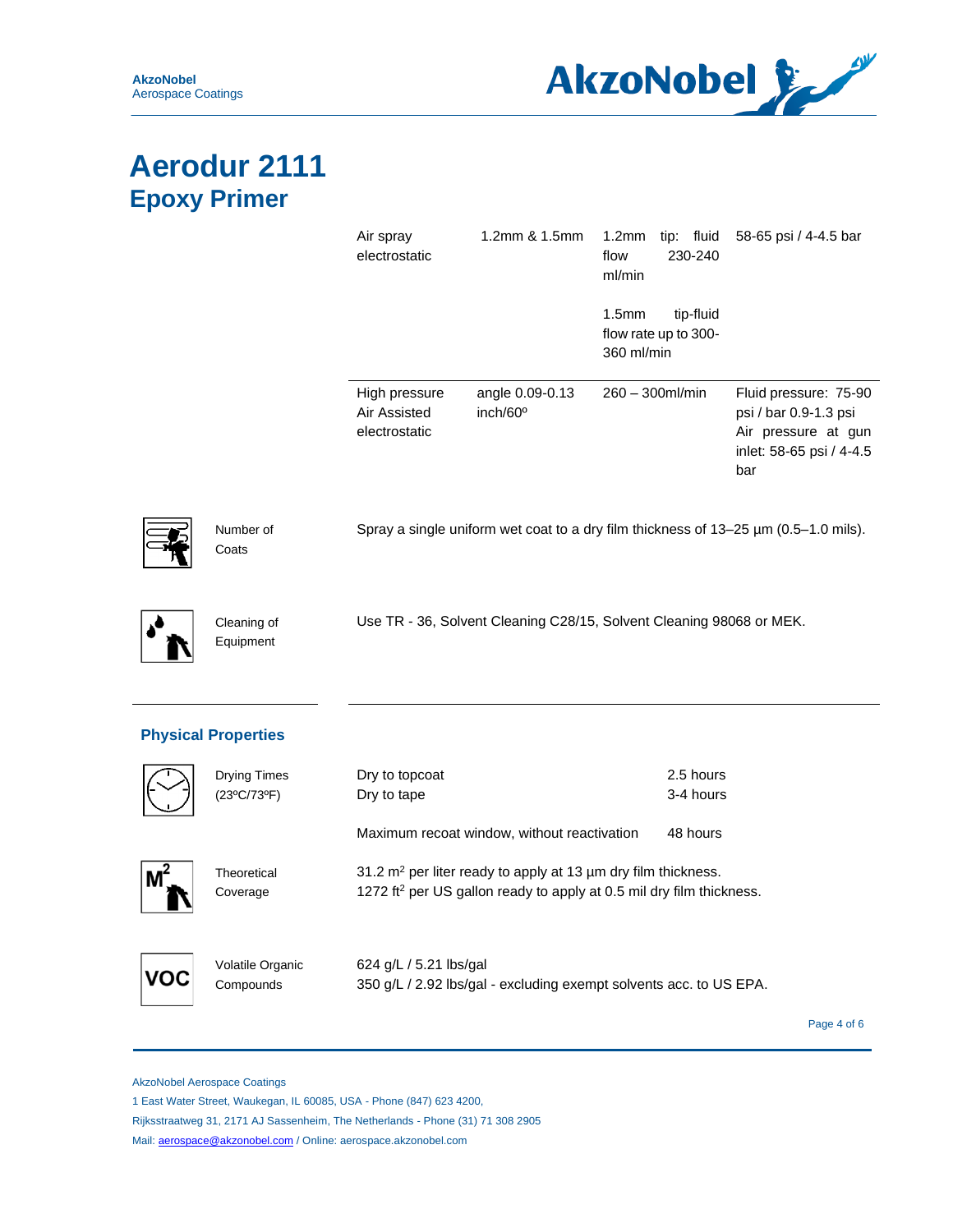# Aerodur 2111
## Epoxy Primer

| | | | |
|---|---|---|---|
| Air spray electrostatic | 1.2mm & 1.5mm | 1.2mm tip: fluid flow 230-240 ml/min<br><br>1.5mm tip-fluid flow rate up to 300-360 ml/min | 58-65 psi / 4-4.5 bar |
| High pressure Air Assisted electrostatic | angle 0.09-0.13 inch/60º | 260 – 300ml/min | Fluid pressure: 75-90 psi / bar 0.9-1.3 psi Air pressure at gun inlet: 58-65 psi / 4-4.5 bar |

| | |
|---|---|
| Number of Coats | Spray a single uniform wet coat to a dry film thickness of 13–25 µm (0.5–1.0 mils). |
| Cleaning of Equipment | Use TR - 36, Solvent Cleaning C28/15, Solvent Cleaning 98068 or MEK. |

### Physical Properties

| | | |
|---|---|---|
| Drying Times (23ºC/73ºF) | Dry to topcoat<br>Dry to tape<br><br>Maximum recoat window, without reactivation | 2.5 hours<br>3-4 hours<br><br>48 hours |
| Theoretical Coverage | 31.2 m$^2$ per liter ready to apply at 13 µm dry film thickness.<br>1272 ft$^2$ per US gallon ready to apply at 0.5 mil dry film thickness. | |
| Volatile Organic Compounds | 624 g/L / 5.21 lbs/gal<br>350 g/L / 2.92 lbs/gal - excluding exempt solvents acc. to US EPA. | |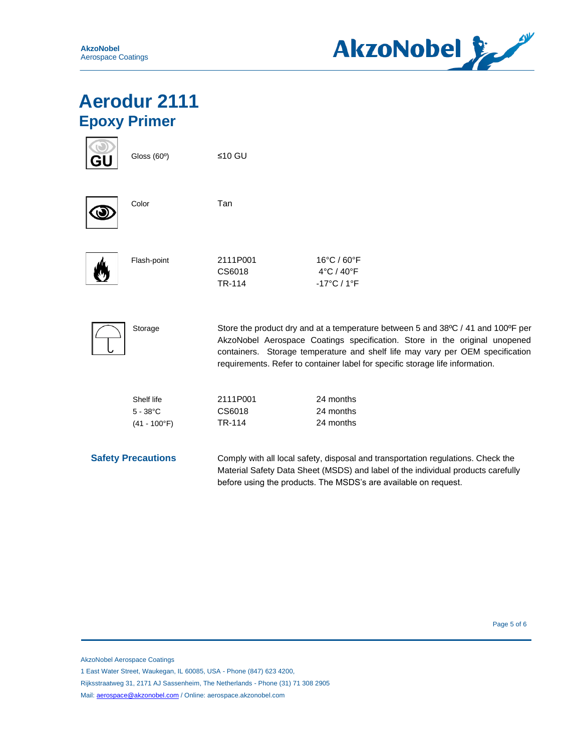# Aerodur 2111

## Epoxy Primer

| | | |
|---|---|---|
| Gloss (60º) | ≤10 GU | |
| Color | Tan | |
| Flash-point | 2111P001 | 16°C / 60°F |
| | CS6018 | 4°C / 40°F |
| | TR-114 | -17°C / 1°F |

**Storage**

Store the product dry and at a temperature between 5 and 38ºC / 41 and 100ºF per AkzoNobel Aerospace Coatings specification. Store in the original unopened containers. Storage temperature and shelf life may vary per OEM specification requirements. Refer to container label for specific storage life information.

| Shelf life 5 - 38°C (41 - 100°F) | | |
|---|---|---|
| | 2111P001 | 24 months |
| | CS6018 | 24 months |
| | TR-114 | 24 months |

### Safety Precautions

Comply with all local safety, disposal and transportation regulations. Check the Material Safety Data Sheet (MSDS) and label of the individual products carefully before using the products. The MSDS's are available on request.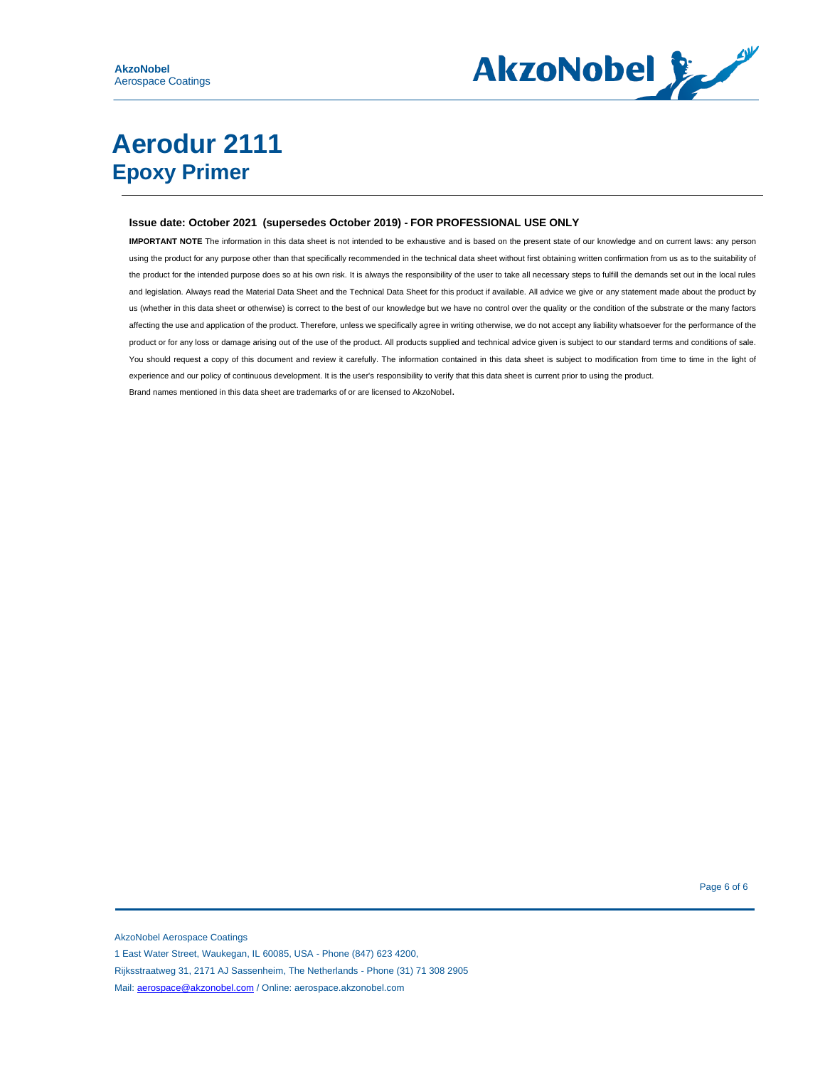# Aerodur 2111
## Epoxy Primer

**Issue date: October 2021 (supersedes October 2019) - FOR PROFESSIONAL USE ONLY**

**IMPORTANT NOTE** The information in this data sheet is not intended to be exhaustive and is based on the present state of our knowledge and on current laws: any person using the product for any purpose other than that specifically recommended in the technical data sheet without first obtaining written confirmation from us as to the suitability of the product for the intended purpose does so at his own risk. It is always the responsibility of the user to take all necessary steps to fulfill the demands set out in the local rules and legislation. Always read the Material Data Sheet and the Technical Data Sheet for this product if available. All advice we give or any statement made about the product by us (whether in this data sheet or otherwise) is correct to the best of our knowledge but we have no control over the quality or the condition of the substrate or the many factors affecting the use and application of the product. Therefore, unless we specifically agree in writing otherwise, we do not accept any liability whatsoever for the performance of the product or for any loss or damage arising out of the use of the product. All products supplied and technical advice given is subject to our standard terms and conditions of sale. You should request a copy of this document and review it carefully. The information contained in this data sheet is subject to modification from time to time in the light of experience and our policy of continuous development. It is the user's responsibility to verify that this data sheet is current prior to using the product.

Brand names mentioned in this data sheet are trademarks of or are licensed to AkzoNobel.

AkzoNobel Aerospace Coatings

1 East Water Street, Waukegan, IL 60085, USA - Phone (847) 623 4200,

Rijksstraatweg 31, 2171 AJ Sassenheim, The Netherlands - Phone (31) 71 308 2905

Mail: aerospace@akzonobel.com / Online: aerospace.akzonobel.com